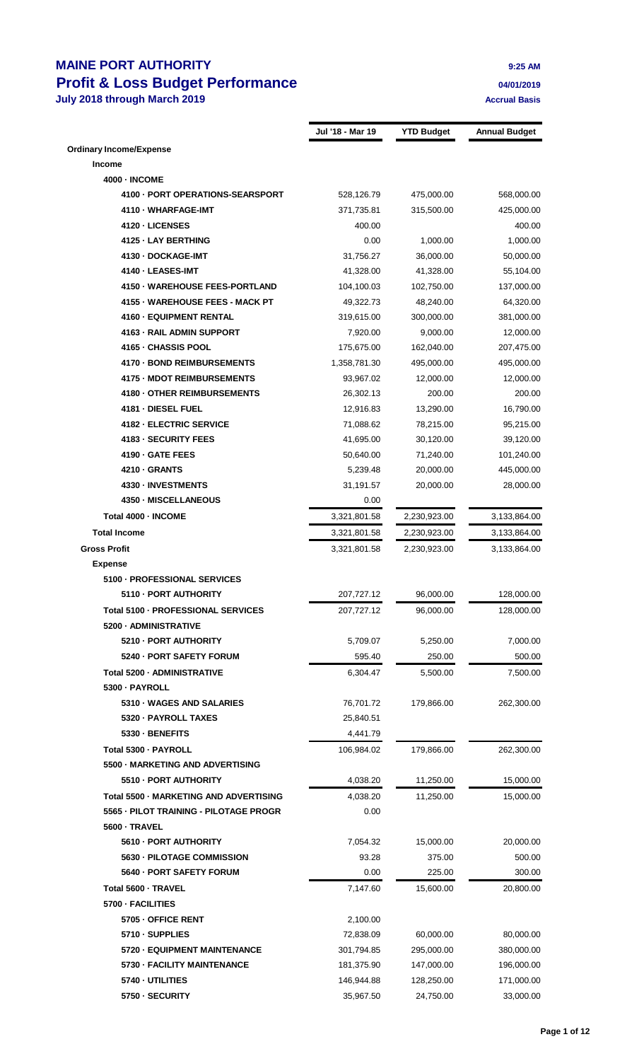# MAINE PORT AUTHORITY

## Profit & Loss Budget Performance

**July 2018 through March 2019**

9:25 AM
04/01/2019
Accrual Basis

| | Jul '18 - Mar 19 | YTD Budget | Annual Budget |
|---|---|---|---|
| **Ordinary Income/Expense** | | | |
| **Income** | | | |
| **4000 · INCOME** | | | |
| **4100 · PORT OPERATIONS-SEARSPORT** | 528,126.79 | 475,000.00 | 568,000.00 |
| **4110 · WHARFAGE-IMT** | 371,735.81 | 315,500.00 | 425,000.00 |
| **4120 · LICENSES** | 400.00 | | 400.00 |
| **4125 · LAY BERTHING** | 0.00 | 1,000.00 | 1,000.00 |
| **4130 · DOCKAGE-IMT** | 31,756.27 | 36,000.00 | 50,000.00 |
| **4140 · LEASES-IMT** | 41,328.00 | 41,328.00 | 55,104.00 |
| **4150 · WAREHOUSE FEES-PORTLAND** | 104,100.03 | 102,750.00 | 137,000.00 |
| **4155 · WAREHOUSE FEES - MACK PT** | 49,322.73 | 48,240.00 | 64,320.00 |
| **4160 · EQUIPMENT RENTAL** | 319,615.00 | 300,000.00 | 381,000.00 |
| **4163 · RAIL ADMIN SUPPORT** | 7,920.00 | 9,000.00 | 12,000.00 |
| **4165 · CHASSIS POOL** | 175,675.00 | 162,040.00 | 207,475.00 |
| **4170 · BOND REIMBURSEMENTS** | 1,358,781.30 | 495,000.00 | 495,000.00 |
| **4175 · MDOT REIMBURSEMENTS** | 93,967.02 | 12,000.00 | 12,000.00 |
| **4180 · OTHER REIMBURSEMENTS** | 26,302.13 | 200.00 | 200.00 |
| **4181 · DIESEL FUEL** | 12,916.83 | 13,290.00 | 16,790.00 |
| **4182 · ELECTRIC SERVICE** | 71,088.62 | 78,215.00 | 95,215.00 |
| **4183 · SECURITY FEES** | 41,695.00 | 30,120.00 | 39,120.00 |
| **4190 · GATE FEES** | 50,640.00 | 71,240.00 | 101,240.00 |
| **4210 · GRANTS** | 5,239.48 | 20,000.00 | 445,000.00 |
| **4330 · INVESTMENTS** | 31,191.57 | 20,000.00 | 28,000.00 |
| **4350 · MISCELLANEOUS** | 0.00 | | |
| **Total 4000 · INCOME** | 3,321,801.58 | 2,230,923.00 | 3,133,864.00 |
| **Total Income** | 3,321,801.58 | 2,230,923.00 | 3,133,864.00 |
| **Gross Profit** | 3,321,801.58 | 2,230,923.00 | 3,133,864.00 |
| **Expense** | | | |
| **5100 · PROFESSIONAL SERVICES** | | | |
| **5110 · PORT AUTHORITY** | 207,727.12 | 96,000.00 | 128,000.00 |
| **Total 5100 · PROFESSIONAL SERVICES** | 207,727.12 | 96,000.00 | 128,000.00 |
| **5200 · ADMINISTRATIVE** | | | |
| **5210 · PORT AUTHORITY** | 5,709.07 | 5,250.00 | 7,000.00 |
| **5240 · PORT SAFETY FORUM** | 595.40 | 250.00 | 500.00 |
| **Total 5200 · ADMINISTRATIVE** | 6,304.47 | 5,500.00 | 7,500.00 |
| **5300 · PAYROLL** | | | |
| **5310 · WAGES AND SALARIES** | 76,701.72 | 179,866.00 | 262,300.00 |
| **5320 · PAYROLL TAXES** | 25,840.51 | | |
| **5330 · BENEFITS** | 4,441.79 | | |
| **Total 5300 · PAYROLL** | 106,984.02 | 179,866.00 | 262,300.00 |
| **5500 · MARKETING AND ADVERTISING** | | | |
| **5510 · PORT AUTHORITY** | 4,038.20 | 11,250.00 | 15,000.00 |
| **Total 5500 · MARKETING AND ADVERTISING** | 4,038.20 | 11,250.00 | 15,000.00 |
| **5565 · PILOT TRAINING - PILOTAGE PROGR** | 0.00 | | |
| **5600 · TRAVEL** | | | |
| **5610 · PORT AUTHORITY** | 7,054.32 | 15,000.00 | 20,000.00 |
| **5630 · PILOTAGE COMMISSION** | 93.28 | 375.00 | 500.00 |
| **5640 · PORT SAFETY FORUM** | 0.00 | 225.00 | 300.00 |
| **Total 5600 · TRAVEL** | 7,147.60 | 15,600.00 | 20,800.00 |
| **5700 · FACILITIES** | | | |
| **5705 · OFFICE RENT** | 2,100.00 | | |
| **5710 · SUPPLIES** | 72,838.09 | 60,000.00 | 80,000.00 |
| **5720 · EQUIPMENT MAINTENANCE** | 301,794.85 | 295,000.00 | 380,000.00 |
| **5730 · FACILITY MAINTENANCE** | 181,375.90 | 147,000.00 | 196,000.00 |
| **5740 · UTILITIES** | 146,944.88 | 128,250.00 | 171,000.00 |
| **5750 · SECURITY** | 35,967.50 | 24,750.00 | 33,000.00 |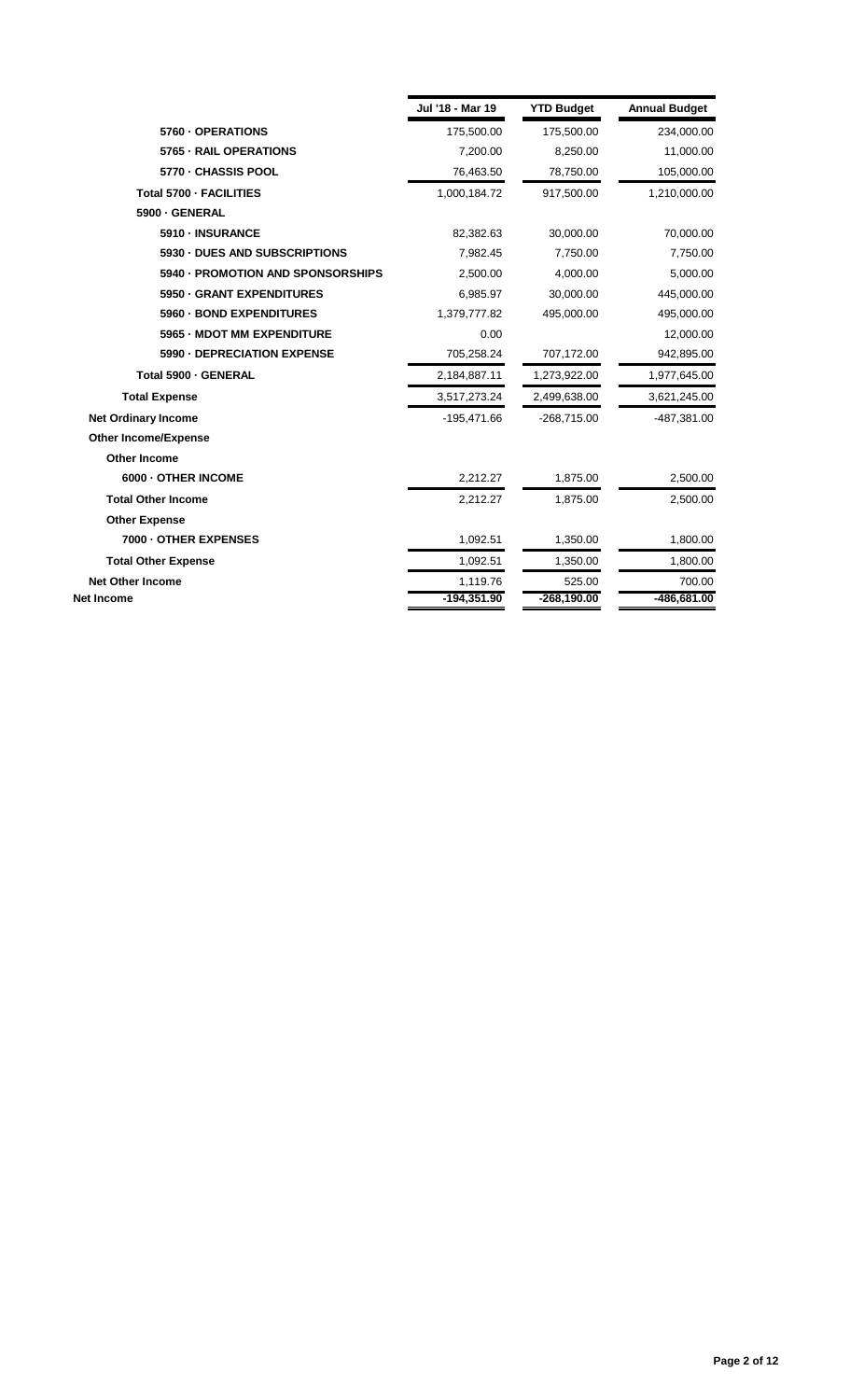| | Jul '18 - Mar 19 | YTD Budget | Annual Budget |
|---|---|---|---|
| 5760 · OPERATIONS | 175,500.00 | 175,500.00 | 234,000.00 |
| 5765 · RAIL OPERATIONS | 7,200.00 | 8,250.00 | 11,000.00 |
| 5770 · CHASSIS POOL | 76,463.50 | 78,750.00 | 105,000.00 |
| Total 5700 · FACILITIES | 1,000,184.72 | 917,500.00 | 1,210,000.00 |
| 5900 · GENERAL | | | |
| 5910 · INSURANCE | 82,382.63 | 30,000.00 | 70,000.00 |
| 5930 · DUES AND SUBSCRIPTIONS | 7,982.45 | 7,750.00 | 7,750.00 |
| 5940 · PROMOTION AND SPONSORSHIPS | 2,500.00 | 4,000.00 | 5,000.00 |
| 5950 · GRANT EXPENDITURES | 6,985.97 | 30,000.00 | 445,000.00 |
| 5960 · BOND EXPENDITURES | 1,379,777.82 | 495,000.00 | 495,000.00 |
| 5965 · MDOT MM EXPENDITURE | 0.00 | | 12,000.00 |
| 5990 · DEPRECIATION EXPENSE | 705,258.24 | 707,172.00 | 942,895.00 |
| Total 5900 · GENERAL | 2,184,887.11 | 1,273,922.00 | 1,977,645.00 |
| Total Expense | 3,517,273.24 | 2,499,638.00 | 3,621,245.00 |
| Net Ordinary Income | -195,471.66 | -268,715.00 | -487,381.00 |
| Other Income/Expense | | | |
| Other Income | | | |
| 6000 · OTHER INCOME | 2,212.27 | 1,875.00 | 2,500.00 |
| Total Other Income | 2,212.27 | 1,875.00 | 2,500.00 |
| Other Expense | | | |
| 7000 · OTHER EXPENSES | 1,092.51 | 1,350.00 | 1,800.00 |
| Total Other Expense | 1,092.51 | 1,350.00 | 1,800.00 |
| Net Other Income | 1,119.76 | 525.00 | 700.00 |
| Net Income | -194,351.90 | -268,190.00 | -486,681.00 |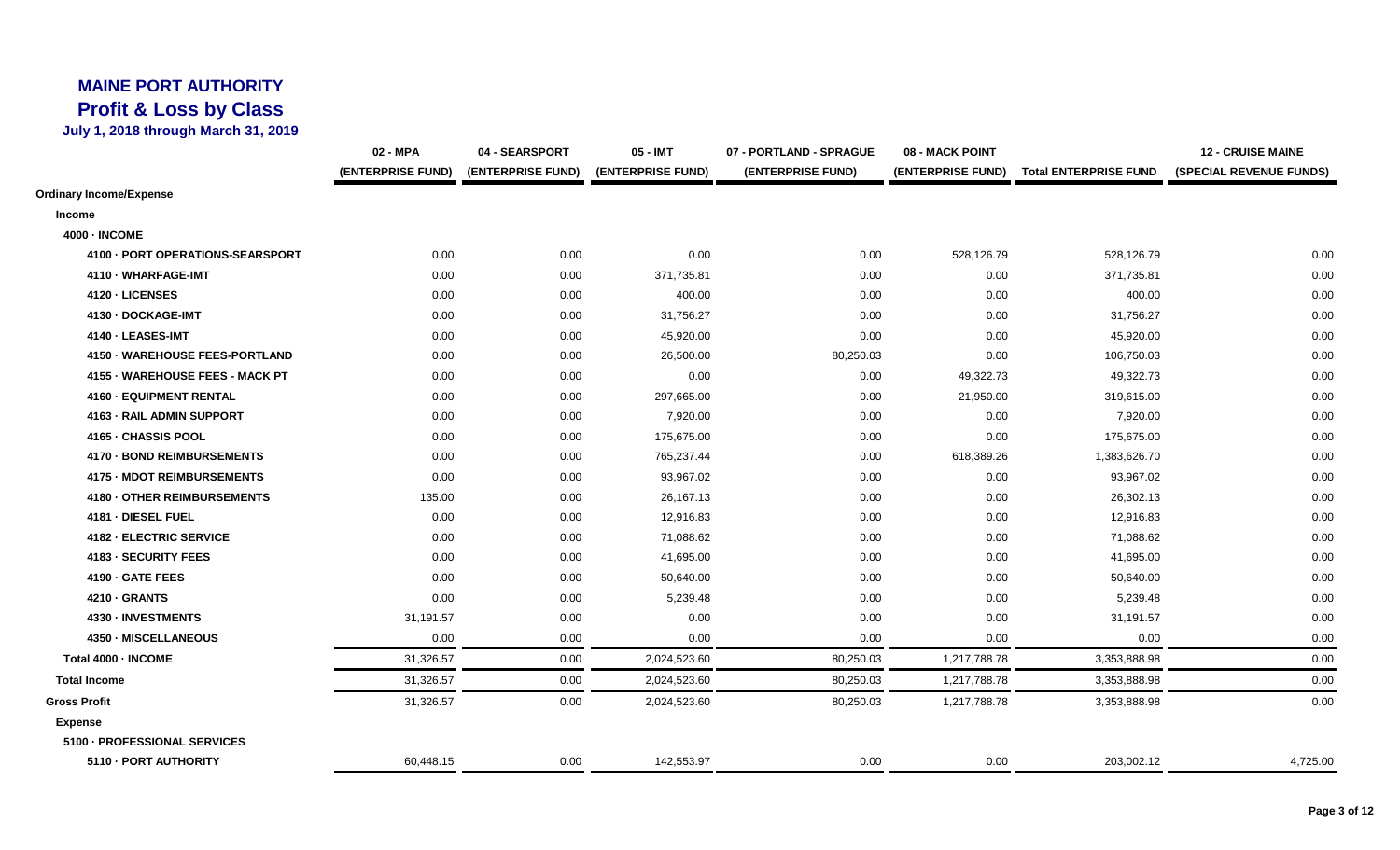# MAINE PORT AUTHORITY
## Profit & Loss by Class
### July 1, 2018 through March 31, 2019

| | 02 - MPA (ENTERPRISE FUND) | 04 - SEARSPORT (ENTERPRISE FUND) | 05 - IMT (ENTERPRISE FUND) | 07 - PORTLAND - SPRAGUE (ENTERPRISE FUND) | 08 - MACK POINT (ENTERPRISE FUND) | Total ENTERPRISE FUND | 12 - CRUISE MAINE (SPECIAL REVENUE FUNDS) |
|---|---|---|---|---|---|---|---|
| **Ordinary Income/Expense** | | | | | | | |
| **Income** | | | | | | | |
| **4000 · INCOME** | | | | | | | |
| 4100 · PORT OPERATIONS-SEARSPORT | 0.00 | 0.00 | 0.00 | 0.00 | 528,126.79 | 528,126.79 | 0.00 |
| 4110 · WHARFAGE-IMT | 0.00 | 0.00 | 371,735.81 | 0.00 | 0.00 | 371,735.81 | 0.00 |
| 4120 · LICENSES | 0.00 | 0.00 | 400.00 | 0.00 | 0.00 | 400.00 | 0.00 |
| 4130 · DOCKAGE-IMT | 0.00 | 0.00 | 31,756.27 | 0.00 | 0.00 | 31,756.27 | 0.00 |
| 4140 · LEASES-IMT | 0.00 | 0.00 | 45,920.00 | 0.00 | 0.00 | 45,920.00 | 0.00 |
| 4150 · WAREHOUSE FEES-PORTLAND | 0.00 | 0.00 | 26,500.00 | 80,250.03 | 0.00 | 106,750.03 | 0.00 |
| 4155 · WAREHOUSE FEES - MACK PT | 0.00 | 0.00 | 0.00 | 0.00 | 49,322.73 | 49,322.73 | 0.00 |
| 4160 · EQUIPMENT RENTAL | 0.00 | 0.00 | 297,665.00 | 0.00 | 21,950.00 | 319,615.00 | 0.00 |
| 4163 · RAIL ADMIN SUPPORT | 0.00 | 0.00 | 7,920.00 | 0.00 | 0.00 | 7,920.00 | 0.00 |
| 4165 · CHASSIS POOL | 0.00 | 0.00 | 175,675.00 | 0.00 | 0.00 | 175,675.00 | 0.00 |
| 4170 · BOND REIMBURSEMENTS | 0.00 | 0.00 | 765,237.44 | 0.00 | 618,389.26 | 1,383,626.70 | 0.00 |
| 4175 · MDOT REIMBURSEMENTS | 0.00 | 0.00 | 93,967.02 | 0.00 | 0.00 | 93,967.02 | 0.00 |
| 4180 · OTHER REIMBURSEMENTS | 135.00 | 0.00 | 26,167.13 | 0.00 | 0.00 | 26,302.13 | 0.00 |
| 4181 · DIESEL FUEL | 0.00 | 0.00 | 12,916.83 | 0.00 | 0.00 | 12,916.83 | 0.00 |
| 4182 · ELECTRIC SERVICE | 0.00 | 0.00 | 71,088.62 | 0.00 | 0.00 | 71,088.62 | 0.00 |
| 4183 · SECURITY FEES | 0.00 | 0.00 | 41,695.00 | 0.00 | 0.00 | 41,695.00 | 0.00 |
| 4190 · GATE FEES | 0.00 | 0.00 | 50,640.00 | 0.00 | 0.00 | 50,640.00 | 0.00 |
| 4210 · GRANTS | 0.00 | 0.00 | 5,239.48 | 0.00 | 0.00 | 5,239.48 | 0.00 |
| 4330 · INVESTMENTS | 31,191.57 | 0.00 | 0.00 | 0.00 | 0.00 | 31,191.57 | 0.00 |
| 4350 · MISCELLANEOUS | 0.00 | 0.00 | 0.00 | 0.00 | 0.00 | 0.00 | 0.00 |
| **Total 4000 · INCOME** | 31,326.57 | 0.00 | 2,024,523.60 | 80,250.03 | 1,217,788.78 | 3,353,888.98 | 0.00 |
| **Total Income** | 31,326.57 | 0.00 | 2,024,523.60 | 80,250.03 | 1,217,788.78 | 3,353,888.98 | 0.00 |
| **Gross Profit** | 31,326.57 | 0.00 | 2,024,523.60 | 80,250.03 | 1,217,788.78 | 3,353,888.98 | 0.00 |
| **Expense** | | | | | | | |
| **5100 · PROFESSIONAL SERVICES** | | | | | | | |
| 5110 · PORT AUTHORITY | 60,448.15 | 0.00 | 142,553.97 | 0.00 | 0.00 | 203,002.12 | 4,725.00 |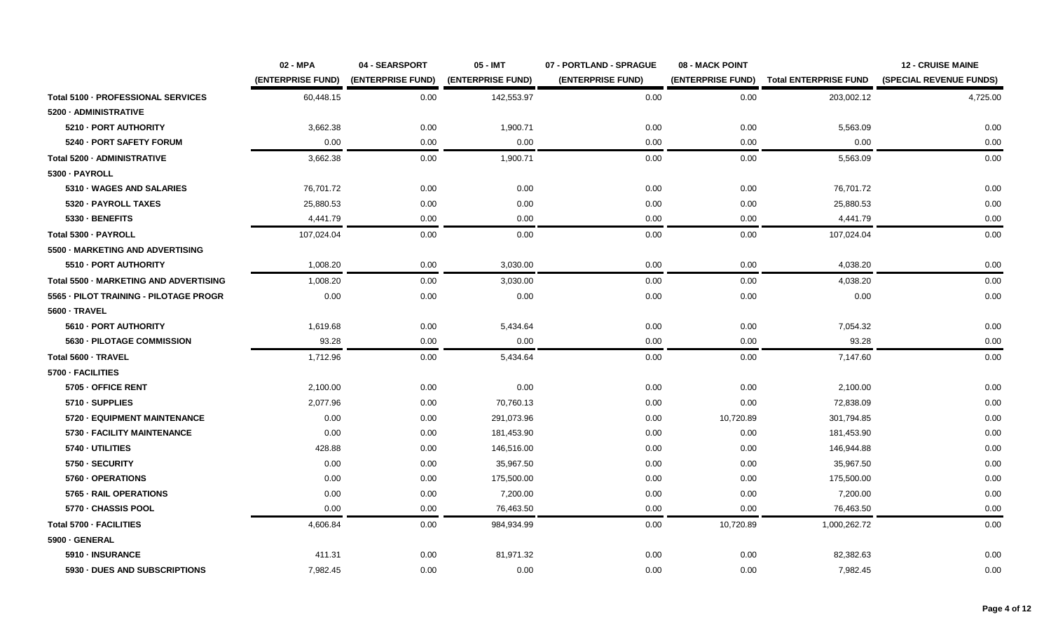| | 02 - MPA (ENTERPRISE FUND) | 04 - SEARSPORT (ENTERPRISE FUND) | 05 - IMT (ENTERPRISE FUND) | 07 - PORTLAND - SPRAGUE (ENTERPRISE FUND) | 08 - MACK POINT (ENTERPRISE FUND) | Total ENTERPRISE FUND | 12 - CRUISE MAINE (SPECIAL REVENUE FUNDS) |
|---|---|---|---|---|---|---|---|
| **Total 5100 · PROFESSIONAL SERVICES** | 60,448.15 | 0.00 | 142,553.97 | 0.00 | 0.00 | 203,002.12 | 4,725.00 |
| **5200 · ADMINISTRATIVE** | | | | | | | |
| **5210 · PORT AUTHORITY** | 3,662.38 | 0.00 | 1,900.71 | 0.00 | 0.00 | 5,563.09 | 0.00 |
| **5240 · PORT SAFETY FORUM** | 0.00 | 0.00 | 0.00 | 0.00 | 0.00 | 0.00 | 0.00 |
| **Total 5200 · ADMINISTRATIVE** | 3,662.38 | 0.00 | 1,900.71 | 0.00 | 0.00 | 5,563.09 | 0.00 |
| **5300 · PAYROLL** | | | | | | | |
| **5310 · WAGES AND SALARIES** | 76,701.72 | 0.00 | 0.00 | 0.00 | 0.00 | 76,701.72 | 0.00 |
| **5320 · PAYROLL TAXES** | 25,880.53 | 0.00 | 0.00 | 0.00 | 0.00 | 25,880.53 | 0.00 |
| **5330 · BENEFITS** | 4,441.79 | 0.00 | 0.00 | 0.00 | 0.00 | 4,441.79 | 0.00 |
| **Total 5300 · PAYROLL** | 107,024.04 | 0.00 | 0.00 | 0.00 | 0.00 | 107,024.04 | 0.00 |
| **5500 · MARKETING AND ADVERTISING** | | | | | | | |
| **5510 · PORT AUTHORITY** | 1,008.20 | 0.00 | 3,030.00 | 0.00 | 0.00 | 4,038.20 | 0.00 |
| **Total 5500 · MARKETING AND ADVERTISING** | 1,008.20 | 0.00 | 3,030.00 | 0.00 | 0.00 | 4,038.20 | 0.00 |
| **5565 · PILOT TRAINING - PILOTAGE PROGR** | 0.00 | 0.00 | 0.00 | 0.00 | 0.00 | 0.00 | 0.00 |
| **5600 · TRAVEL** | | | | | | | |
| **5610 · PORT AUTHORITY** | 1,619.68 | 0.00 | 5,434.64 | 0.00 | 0.00 | 7,054.32 | 0.00 |
| **5630 · PILOTAGE COMMISSION** | 93.28 | 0.00 | 0.00 | 0.00 | 0.00 | 93.28 | 0.00 |
| **Total 5600 · TRAVEL** | 1,712.96 | 0.00 | 5,434.64 | 0.00 | 0.00 | 7,147.60 | 0.00 |
| **5700 · FACILITIES** | | | | | | | |
| **5705 · OFFICE RENT** | 2,100.00 | 0.00 | 0.00 | 0.00 | 0.00 | 2,100.00 | 0.00 |
| **5710 · SUPPLIES** | 2,077.96 | 0.00 | 70,760.13 | 0.00 | 0.00 | 72,838.09 | 0.00 |
| **5720 · EQUIPMENT MAINTENANCE** | 0.00 | 0.00 | 291,073.96 | 0.00 | 10,720.89 | 301,794.85 | 0.00 |
| **5730 · FACILITY MAINTENANCE** | 0.00 | 0.00 | 181,453.90 | 0.00 | 0.00 | 181,453.90 | 0.00 |
| **5740 · UTILITIES** | 428.88 | 0.00 | 146,516.00 | 0.00 | 0.00 | 146,944.88 | 0.00 |
| **5750 · SECURITY** | 0.00 | 0.00 | 35,967.50 | 0.00 | 0.00 | 35,967.50 | 0.00 |
| **5760 · OPERATIONS** | 0.00 | 0.00 | 175,500.00 | 0.00 | 0.00 | 175,500.00 | 0.00 |
| **5765 · RAIL OPERATIONS** | 0.00 | 0.00 | 7,200.00 | 0.00 | 0.00 | 7,200.00 | 0.00 |
| **5770 · CHASSIS POOL** | 0.00 | 0.00 | 76,463.50 | 0.00 | 0.00 | 76,463.50 | 0.00 |
| **Total 5700 · FACILITIES** | 4,606.84 | 0.00 | 984,934.99 | 0.00 | 10,720.89 | 1,000,262.72 | 0.00 |
| **5900 · GENERAL** | | | | | | | |
| **5910 · INSURANCE** | 411.31 | 0.00 | 81,971.32 | 0.00 | 0.00 | 82,382.63 | 0.00 |
| **5930 · DUES AND SUBSCRIPTIONS** | 7,982.45 | 0.00 | 0.00 | 0.00 | 0.00 | 7,982.45 | 0.00 |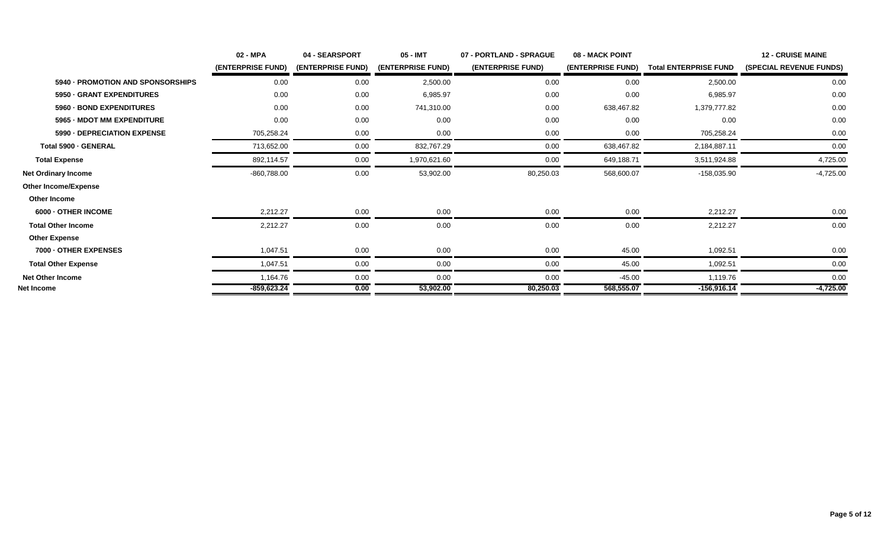| | 02 - MPA (ENTERPRISE FUND) | 04 - SEARSPORT (ENTERPRISE FUND) | 05 - IMT (ENTERPRISE FUND) | 07 - PORTLAND - SPRAGUE (ENTERPRISE FUND) | 08 - MACK POINT (ENTERPRISE FUND) | Total ENTERPRISE FUND | 12 - CRUISE MAINE (SPECIAL REVENUE FUNDS) |
|---|---|---|---|---|---|---|---|
| 5940 · PROMOTION AND SPONSORSHIPS | 0.00 | 0.00 | 2,500.00 | 0.00 | 0.00 | 2,500.00 | 0.00 |
| 5950 · GRANT EXPENDITURES | 0.00 | 0.00 | 6,985.97 | 0.00 | 0.00 | 6,985.97 | 0.00 |
| 5960 · BOND EXPENDITURES | 0.00 | 0.00 | 741,310.00 | 0.00 | 638,467.82 | 1,379,777.82 | 0.00 |
| 5965 · MDOT MM EXPENDITURE | 0.00 | 0.00 | 0.00 | 0.00 | 0.00 | 0.00 | 0.00 |
| 5990 · DEPRECIATION EXPENSE | 705,258.24 | 0.00 | 0.00 | 0.00 | 0.00 | 705,258.24 | 0.00 |
| Total 5900 · GENERAL | 713,652.00 | 0.00 | 832,767.29 | 0.00 | 638,467.82 | 2,184,887.11 | 0.00 |
| Total Expense | 892,114.57 | 0.00 | 1,970,621.60 | 0.00 | 649,188.71 | 3,511,924.88 | 4,725.00 |
| Net Ordinary Income | -860,788.00 | 0.00 | 53,902.00 | 80,250.03 | 568,600.07 | -158,035.90 | -4,725.00 |
| Other Income/Expense | | | | | | | |
| Other Income | | | | | | | |
| 6000 · OTHER INCOME | 2,212.27 | 0.00 | 0.00 | 0.00 | 0.00 | 2,212.27 | 0.00 |
| Total Other Income | 2,212.27 | 0.00 | 0.00 | 0.00 | 0.00 | 2,212.27 | 0.00 |
| Other Expense | | | | | | | |
| 7000 · OTHER EXPENSES | 1,047.51 | 0.00 | 0.00 | 0.00 | 45.00 | 1,092.51 | 0.00 |
| Total Other Expense | 1,047.51 | 0.00 | 0.00 | 0.00 | 45.00 | 1,092.51 | 0.00 |
| Net Other Income | 1,164.76 | 0.00 | 0.00 | 0.00 | -45.00 | 1,119.76 | 0.00 |
| **Net Income** | **-859,623.24** | **0.00** | **53,902.00** | **80,250.03** | **568,555.07** | **-156,916.14** | **-4,725.00** |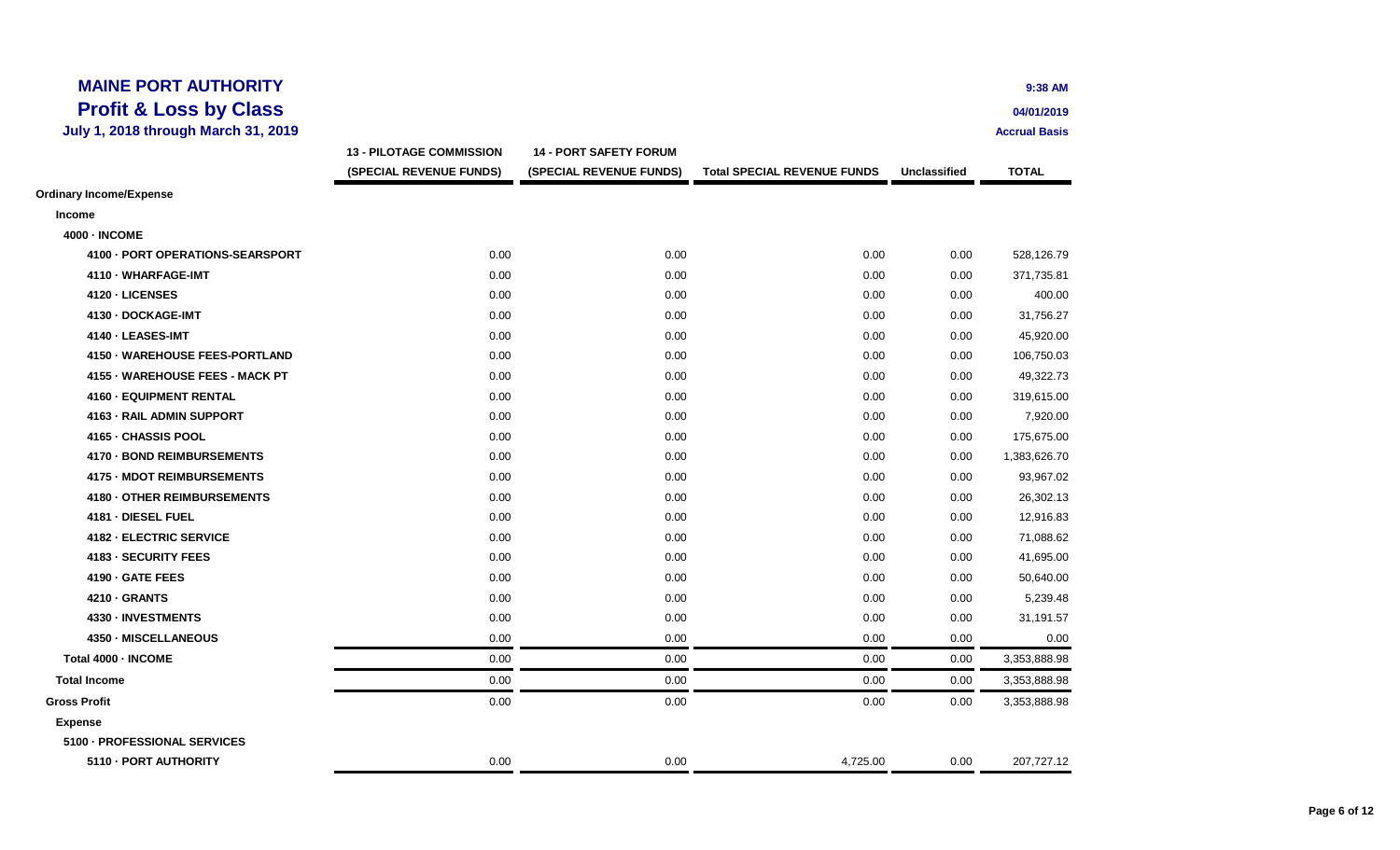# MAINE PORT AUTHORITY

## Profit & Loss by Class

**July 1, 2018 through March 31, 2019**

9:38 AM
04/01/2019
Accrual Basis

| | 13 - PILOTAGE COMMISSION (SPECIAL REVENUE FUNDS) | 14 - PORT SAFETY FORUM (SPECIAL REVENUE FUNDS) | Total SPECIAL REVENUE FUNDS | Unclassified | TOTAL |
|---|---|---|---|---|---|
| **Ordinary Income/Expense** | | | | | |
| **Income** | | | | | |
| **4000 · INCOME** | | | | | |
| 4100 · PORT OPERATIONS-SEARSPORT | 0.00 | 0.00 | 0.00 | 0.00 | 528,126.79 |
| 4110 · WHARFAGE-IMT | 0.00 | 0.00 | 0.00 | 0.00 | 371,735.81 |
| 4120 · LICENSES | 0.00 | 0.00 | 0.00 | 0.00 | 400.00 |
| 4130 · DOCKAGE-IMT | 0.00 | 0.00 | 0.00 | 0.00 | 31,756.27 |
| 4140 · LEASES-IMT | 0.00 | 0.00 | 0.00 | 0.00 | 45,920.00 |
| 4150 · WAREHOUSE FEES-PORTLAND | 0.00 | 0.00 | 0.00 | 0.00 | 106,750.03 |
| 4155 · WAREHOUSE FEES - MACK PT | 0.00 | 0.00 | 0.00 | 0.00 | 49,322.73 |
| 4160 · EQUIPMENT RENTAL | 0.00 | 0.00 | 0.00 | 0.00 | 319,615.00 |
| 4163 · RAIL ADMIN SUPPORT | 0.00 | 0.00 | 0.00 | 0.00 | 7,920.00 |
| 4165 · CHASSIS POOL | 0.00 | 0.00 | 0.00 | 0.00 | 175,675.00 |
| 4170 · BOND REIMBURSEMENTS | 0.00 | 0.00 | 0.00 | 0.00 | 1,383,626.70 |
| 4175 · MDOT REIMBURSEMENTS | 0.00 | 0.00 | 0.00 | 0.00 | 93,967.02 |
| 4180 · OTHER REIMBURSEMENTS | 0.00 | 0.00 | 0.00 | 0.00 | 26,302.13 |
| 4181 · DIESEL FUEL | 0.00 | 0.00 | 0.00 | 0.00 | 12,916.83 |
| 4182 · ELECTRIC SERVICE | 0.00 | 0.00 | 0.00 | 0.00 | 71,088.62 |
| 4183 · SECURITY FEES | 0.00 | 0.00 | 0.00 | 0.00 | 41,695.00 |
| 4190 · GATE FEES | 0.00 | 0.00 | 0.00 | 0.00 | 50,640.00 |
| 4210 · GRANTS | 0.00 | 0.00 | 0.00 | 0.00 | 5,239.48 |
| 4330 · INVESTMENTS | 0.00 | 0.00 | 0.00 | 0.00 | 31,191.57 |
| 4350 · MISCELLANEOUS | 0.00 | 0.00 | 0.00 | 0.00 | 0.00 |
| **Total 4000 · INCOME** | 0.00 | 0.00 | 0.00 | 0.00 | 3,353,888.98 |
| **Total Income** | 0.00 | 0.00 | 0.00 | 0.00 | 3,353,888.98 |
| **Gross Profit** | 0.00 | 0.00 | 0.00 | 0.00 | 3,353,888.98 |
| **Expense** | | | | | |
| **5100 · PROFESSIONAL SERVICES** | | | | | |
| 5110 · PORT AUTHORITY | 0.00 | 0.00 | 4,725.00 | 0.00 | 207,727.12 |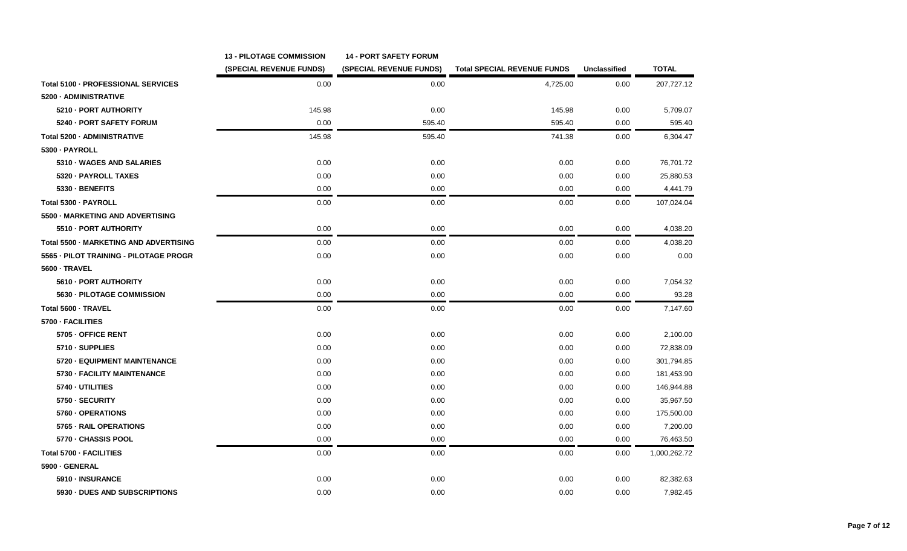| | 13 - PILOTAGE COMMISSION (SPECIAL REVENUE FUNDS) | 14 - PORT SAFETY FORUM (SPECIAL REVENUE FUNDS) | Total SPECIAL REVENUE FUNDS | Unclassified | TOTAL |
|---|---|---|---|---|---|
| **Total 5100 · PROFESSIONAL SERVICES** | 0.00 | 0.00 | 4,725.00 | 0.00 | 207,727.12 |
| **5200 · ADMINISTRATIVE** | | | | | |
| 5210 · PORT AUTHORITY | 145.98 | 0.00 | 145.98 | 0.00 | 5,709.07 |
| 5240 · PORT SAFETY FORUM | 0.00 | 595.40 | 595.40 | 0.00 | 595.40 |
| **Total 5200 · ADMINISTRATIVE** | 145.98 | 595.40 | 741.38 | 0.00 | 6,304.47 |
| **5300 · PAYROLL** | | | | | |
| 5310 · WAGES AND SALARIES | 0.00 | 0.00 | 0.00 | 0.00 | 76,701.72 |
| 5320 · PAYROLL TAXES | 0.00 | 0.00 | 0.00 | 0.00 | 25,880.53 |
| 5330 · BENEFITS | 0.00 | 0.00 | 0.00 | 0.00 | 4,441.79 |
| **Total 5300 · PAYROLL** | 0.00 | 0.00 | 0.00 | 0.00 | 107,024.04 |
| **5500 · MARKETING AND ADVERTISING** | | | | | |
| 5510 · PORT AUTHORITY | 0.00 | 0.00 | 0.00 | 0.00 | 4,038.20 |
| **Total 5500 · MARKETING AND ADVERTISING** | 0.00 | 0.00 | 0.00 | 0.00 | 4,038.20 |
| **5565 · PILOT TRAINING - PILOTAGE PROGR** | 0.00 | 0.00 | 0.00 | 0.00 | 0.00 |
| **5600 · TRAVEL** | | | | | |
| 5610 · PORT AUTHORITY | 0.00 | 0.00 | 0.00 | 0.00 | 7,054.32 |
| 5630 · PILOTAGE COMMISSION | 0.00 | 0.00 | 0.00 | 0.00 | 93.28 |
| **Total 5600 · TRAVEL** | 0.00 | 0.00 | 0.00 | 0.00 | 7,147.60 |
| **5700 · FACILITIES** | | | | | |
| 5705 · OFFICE RENT | 0.00 | 0.00 | 0.00 | 0.00 | 2,100.00 |
| 5710 · SUPPLIES | 0.00 | 0.00 | 0.00 | 0.00 | 72,838.09 |
| 5720 · EQUIPMENT MAINTENANCE | 0.00 | 0.00 | 0.00 | 0.00 | 301,794.85 |
| 5730 · FACILITY MAINTENANCE | 0.00 | 0.00 | 0.00 | 0.00 | 181,453.90 |
| 5740 · UTILITIES | 0.00 | 0.00 | 0.00 | 0.00 | 146,944.88 |
| 5750 · SECURITY | 0.00 | 0.00 | 0.00 | 0.00 | 35,967.50 |
| 5760 · OPERATIONS | 0.00 | 0.00 | 0.00 | 0.00 | 175,500.00 |
| 5765 · RAIL OPERATIONS | 0.00 | 0.00 | 0.00 | 0.00 | 7,200.00 |
| 5770 · CHASSIS POOL | 0.00 | 0.00 | 0.00 | 0.00 | 76,463.50 |
| **Total 5700 · FACILITIES** | 0.00 | 0.00 | 0.00 | 0.00 | 1,000,262.72 |
| **5900 · GENERAL** | | | | | |
| 5910 · INSURANCE | 0.00 | 0.00 | 0.00 | 0.00 | 82,382.63 |
| 5930 · DUES AND SUBSCRIPTIONS | 0.00 | 0.00 | 0.00 | 0.00 | 7,982.45 |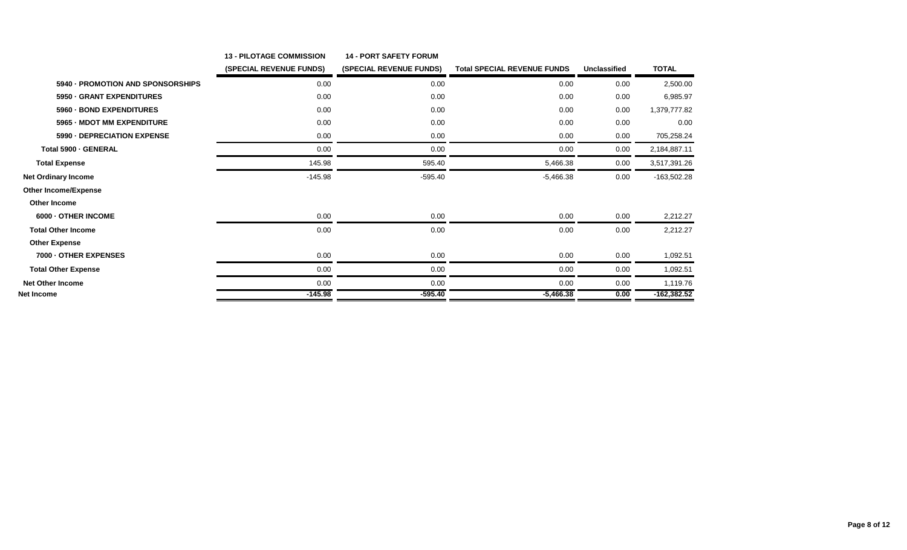| | 13 - PILOTAGE COMMISSION (SPECIAL REVENUE FUNDS) | 14 - PORT SAFETY FORUM (SPECIAL REVENUE FUNDS) | Total SPECIAL REVENUE FUNDS | Unclassified | TOTAL |
|---|---|---|---|---|---|
| 5940 · PROMOTION AND SPONSORSHIPS | 0.00 | 0.00 | 0.00 | 0.00 | 2,500.00 |
| 5950 · GRANT EXPENDITURES | 0.00 | 0.00 | 0.00 | 0.00 | 6,985.97 |
| 5960 · BOND EXPENDITURES | 0.00 | 0.00 | 0.00 | 0.00 | 1,379,777.82 |
| 5965 · MDOT MM EXPENDITURE | 0.00 | 0.00 | 0.00 | 0.00 | 0.00 |
| 5990 · DEPRECIATION EXPENSE | 0.00 | 0.00 | 0.00 | 0.00 | 705,258.24 |
| Total 5900 · GENERAL | 0.00 | 0.00 | 0.00 | 0.00 | 2,184,887.11 |
| Total Expense | 145.98 | 595.40 | 5,466.38 | 0.00 | 3,517,391.26 |
| Net Ordinary Income | -145.98 | -595.40 | -5,466.38 | 0.00 | -163,502.28 |
| Other Income/Expense | | | | | |
| Other Income | | | | | |
| 6000 · OTHER INCOME | 0.00 | 0.00 | 0.00 | 0.00 | 2,212.27 |
| Total Other Income | 0.00 | 0.00 | 0.00 | 0.00 | 2,212.27 |
| Other Expense | | | | | |
| 7000 · OTHER EXPENSES | 0.00 | 0.00 | 0.00 | 0.00 | 1,092.51 |
| Total Other Expense | 0.00 | 0.00 | 0.00 | 0.00 | 1,092.51 |
| Net Other Income | 0.00 | 0.00 | 0.00 | 0.00 | 1,119.76 |
| **Net Income** | **-145.98** | **-595.40** | **-5,466.38** | **0.00** | **-162,382.52** |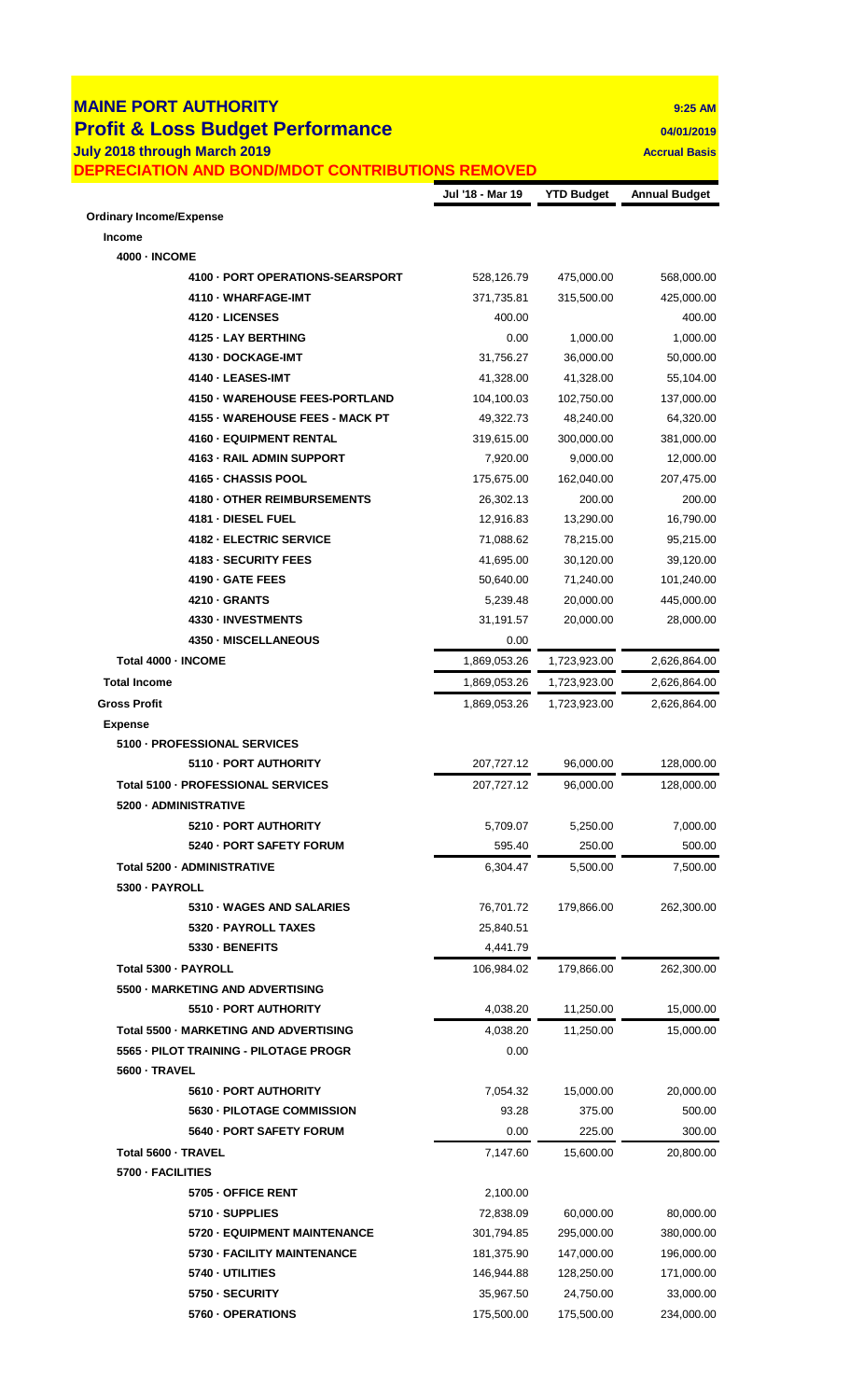# MAINE PORT AUTHORITY

## Profit & Loss Budget Performance

**July 2018 through March 2019**

**DEPRECIATION AND BOND/MDOT CONTRIBUTIONS REMOVED**

**9:25 AM**
**04/01/2019**
**Accrual Basis**

| | Jul '18 - Mar 19 | YTD Budget | Annual Budget |
|---|---|---|---|
| **Ordinary Income/Expense** | | | |
| **Income** | | | |
| **4000 · INCOME** | | | |
| 4100 · PORT OPERATIONS-SEARSPORT | 528,126.79 | 475,000.00 | 568,000.00 |
| 4110 · WHARFAGE-IMT | 371,735.81 | 315,500.00 | 425,000.00 |
| 4120 · LICENSES | 400.00 | | 400.00 |
| 4125 · LAY BERTHING | 0.00 | 1,000.00 | 1,000.00 |
| 4130 · DOCKAGE-IMT | 31,756.27 | 36,000.00 | 50,000.00 |
| 4140 · LEASES-IMT | 41,328.00 | 41,328.00 | 55,104.00 |
| 4150 · WAREHOUSE FEES-PORTLAND | 104,100.03 | 102,750.00 | 137,000.00 |
| 4155 · WAREHOUSE FEES - MACK PT | 49,322.73 | 48,240.00 | 64,320.00 |
| 4160 · EQUIPMENT RENTAL | 319,615.00 | 300,000.00 | 381,000.00 |
| 4163 · RAIL ADMIN SUPPORT | 7,920.00 | 9,000.00 | 12,000.00 |
| 4165 · CHASSIS POOL | 175,675.00 | 162,040.00 | 207,475.00 |
| 4180 · OTHER REIMBURSEMENTS | 26,302.13 | 200.00 | 200.00 |
| 4181 · DIESEL FUEL | 12,916.83 | 13,290.00 | 16,790.00 |
| 4182 · ELECTRIC SERVICE | 71,088.62 | 78,215.00 | 95,215.00 |
| 4183 · SECURITY FEES | 41,695.00 | 30,120.00 | 39,120.00 |
| 4190 · GATE FEES | 50,640.00 | 71,240.00 | 101,240.00 |
| 4210 · GRANTS | 5,239.48 | 20,000.00 | 445,000.00 |
| 4330 · INVESTMENTS | 31,191.57 | 20,000.00 | 28,000.00 |
| 4350 · MISCELLANEOUS | 0.00 | | |
| **Total 4000 · INCOME** | 1,869,053.26 | 1,723,923.00 | 2,626,864.00 |
| **Total Income** | 1,869,053.26 | 1,723,923.00 | 2,626,864.00 |
| **Gross Profit** | 1,869,053.26 | 1,723,923.00 | 2,626,864.00 |
| **Expense** | | | |
| **5100 · PROFESSIONAL SERVICES** | | | |
| 5110 · PORT AUTHORITY | 207,727.12 | 96,000.00 | 128,000.00 |
| **Total 5100 · PROFESSIONAL SERVICES** | 207,727.12 | 96,000.00 | 128,000.00 |
| **5200 · ADMINISTRATIVE** | | | |
| 5210 · PORT AUTHORITY | 5,709.07 | 5,250.00 | 7,000.00 |
| 5240 · PORT SAFETY FORUM | 595.40 | 250.00 | 500.00 |
| **Total 5200 · ADMINISTRATIVE** | 6,304.47 | 5,500.00 | 7,500.00 |
| **5300 · PAYROLL** | | | |
| 5310 · WAGES AND SALARIES | 76,701.72 | 179,866.00 | 262,300.00 |
| 5320 · PAYROLL TAXES | 25,840.51 | | |
| 5330 · BENEFITS | 4,441.79 | | |
| **Total 5300 · PAYROLL** | 106,984.02 | 179,866.00 | 262,300.00 |
| **5500 · MARKETING AND ADVERTISING** | | | |
| 5510 · PORT AUTHORITY | 4,038.20 | 11,250.00 | 15,000.00 |
| **Total 5500 · MARKETING AND ADVERTISING** | 4,038.20 | 11,250.00 | 15,000.00 |
| **5565 · PILOT TRAINING - PILOTAGE PROGR** | 0.00 | | |
| **5600 · TRAVEL** | | | |
| 5610 · PORT AUTHORITY | 7,054.32 | 15,000.00 | 20,000.00 |
| 5630 · PILOTAGE COMMISSION | 93.28 | 375.00 | 500.00 |
| 5640 · PORT SAFETY FORUM | 0.00 | 225.00 | 300.00 |
| **Total 5600 · TRAVEL** | 7,147.60 | 15,600.00 | 20,800.00 |
| **5700 · FACILITIES** | | | |
| 5705 · OFFICE RENT | 2,100.00 | | |
| 5710 · SUPPLIES | 72,838.09 | 60,000.00 | 80,000.00 |
| 5720 · EQUIPMENT MAINTENANCE | 301,794.85 | 295,000.00 | 380,000.00 |
| 5730 · FACILITY MAINTENANCE | 181,375.90 | 147,000.00 | 196,000.00 |
| 5740 · UTILITIES | 146,944.88 | 128,250.00 | 171,000.00 |
| 5750 · SECURITY | 35,967.50 | 24,750.00 | 33,000.00 |
| 5760 · OPERATIONS | 175,500.00 | 175,500.00 | 234,000.00 |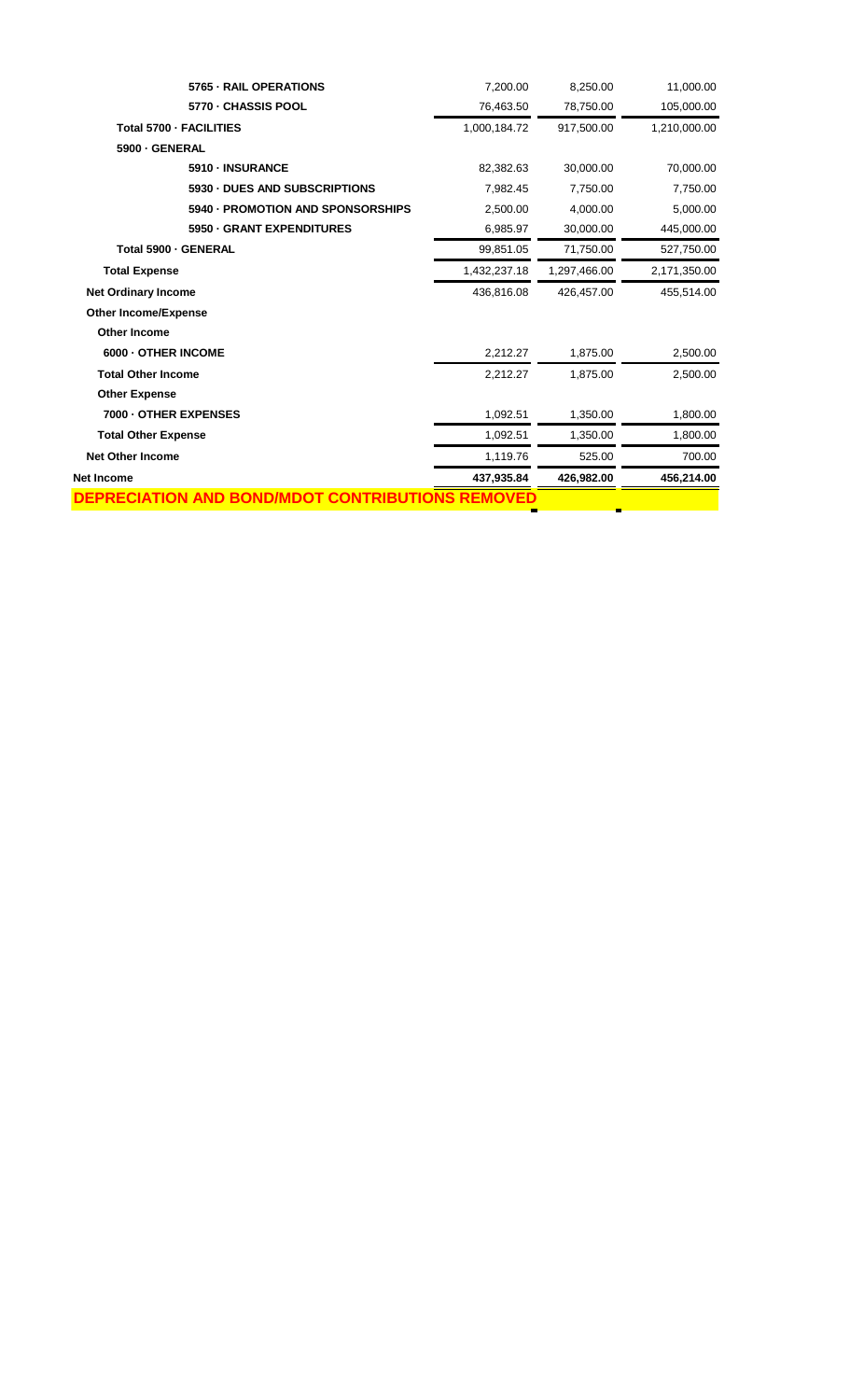| | | | |
|---|---|---|---|
| 5765 · RAIL OPERATIONS | 7,200.00 | 8,250.00 | 11,000.00 |
| 5770 · CHASSIS POOL | 76,463.50 | 78,750.00 | 105,000.00 |
| Total 5700 · FACILITIES | 1,000,184.72 | 917,500.00 | 1,210,000.00 |
| 5900 · GENERAL | | | |
| 5910 · INSURANCE | 82,382.63 | 30,000.00 | 70,000.00 |
| 5930 · DUES AND SUBSCRIPTIONS | 7,982.45 | 7,750.00 | 7,750.00 |
| 5940 · PROMOTION AND SPONSORSHIPS | 2,500.00 | 4,000.00 | 5,000.00 |
| 5950 · GRANT EXPENDITURES | 6,985.97 | 30,000.00 | 445,000.00 |
| Total 5900 · GENERAL | 99,851.05 | 71,750.00 | 527,750.00 |
| Total Expense | 1,432,237.18 | 1,297,466.00 | 2,171,350.00 |
| Net Ordinary Income | 436,816.08 | 426,457.00 | 455,514.00 |
| Other Income/Expense | | | |
| Other Income | | | |
| 6000 · OTHER INCOME | 2,212.27 | 1,875.00 | 2,500.00 |
| Total Other Income | 2,212.27 | 1,875.00 | 2,500.00 |
| Other Expense | | | |
| 7000 · OTHER EXPENSES | 1,092.51 | 1,350.00 | 1,800.00 |
| Total Other Expense | 1,092.51 | 1,350.00 | 1,800.00 |
| Net Other Income | 1,119.76 | 525.00 | 700.00 |
| **Net Income** | **437,935.84** | **426,982.00** | **456,214.00** |

**DEPRECIATION AND BOND/MDOT CONTRIBUTIONS REMOVED**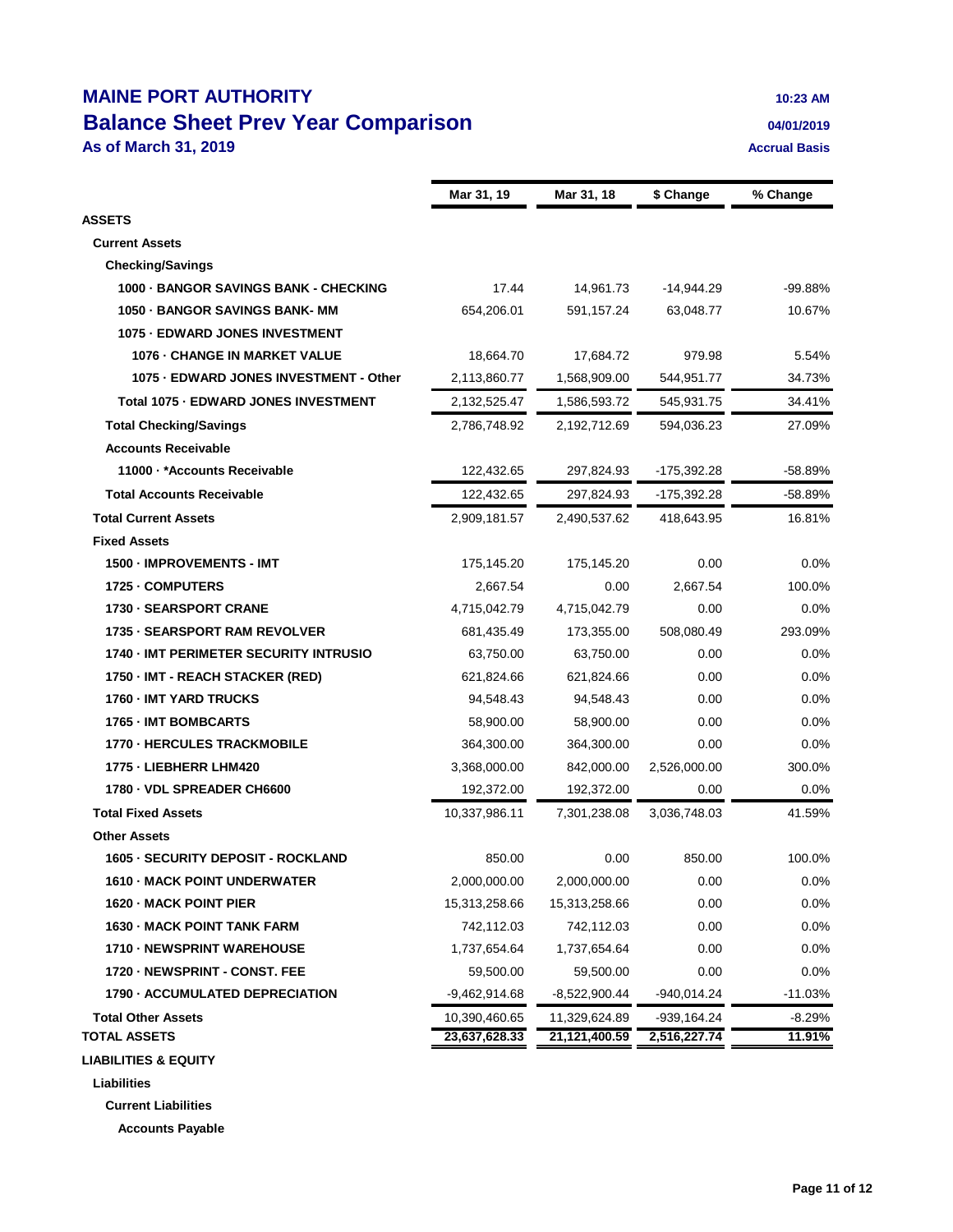# MAINE PORT AUTHORITY

## Balance Sheet Prev Year Comparison

**As of March 31, 2019**

10:23 AM
04/01/2019
Accrual Basis

| | Mar 31, 19 | Mar 31, 18 | $ Change | % Change |
|---|---|---|---|---|
| **ASSETS** | | | | |
| **Current Assets** | | | | |
| **Checking/Savings** | | | | |
| **1000 · BANGOR SAVINGS BANK - CHECKING** | 17.44 | 14,961.73 | -14,944.29 | -99.88% |
| **1050 · BANGOR SAVINGS BANK- MM** | 654,206.01 | 591,157.24 | 63,048.77 | 10.67% |
| **1075 · EDWARD JONES INVESTMENT** | | | | |
| **1076 · CHANGE IN MARKET VALUE** | 18,664.70 | 17,684.72 | 979.98 | 5.54% |
| **1075 · EDWARD JONES INVESTMENT - Other** | 2,113,860.77 | 1,568,909.00 | 544,951.77 | 34.73% |
| **Total 1075 · EDWARD JONES INVESTMENT** | 2,132,525.47 | 1,586,593.72 | 545,931.75 | 34.41% |
| **Total Checking/Savings** | 2,786,748.92 | 2,192,712.69 | 594,036.23 | 27.09% |
| **Accounts Receivable** | | | | |
| **11000 · *Accounts Receivable** | 122,432.65 | 297,824.93 | -175,392.28 | -58.89% |
| **Total Accounts Receivable** | 122,432.65 | 297,824.93 | -175,392.28 | -58.89% |
| **Total Current Assets** | 2,909,181.57 | 2,490,537.62 | 418,643.95 | 16.81% |
| **Fixed Assets** | | | | |
| **1500 · IMPROVEMENTS - IMT** | 175,145.20 | 175,145.20 | 0.00 | 0.0% |
| **1725 · COMPUTERS** | 2,667.54 | 0.00 | 2,667.54 | 100.0% |
| **1730 · SEARSPORT CRANE** | 4,715,042.79 | 4,715,042.79 | 0.00 | 0.0% |
| **1735 · SEARSPORT RAM REVOLVER** | 681,435.49 | 173,355.00 | 508,080.49 | 293.09% |
| **1740 · IMT PERIMETER SECURITY INTRUSIO** | 63,750.00 | 63,750.00 | 0.00 | 0.0% |
| **1750 · IMT - REACH STACKER (RED)** | 621,824.66 | 621,824.66 | 0.00 | 0.0% |
| **1760 · IMT YARD TRUCKS** | 94,548.43 | 94,548.43 | 0.00 | 0.0% |
| **1765 · IMT BOMBCARTS** | 58,900.00 | 58,900.00 | 0.00 | 0.0% |
| **1770 · HERCULES TRACKMOBILE** | 364,300.00 | 364,300.00 | 0.00 | 0.0% |
| **1775 · LIEBHERR LHM420** | 3,368,000.00 | 842,000.00 | 2,526,000.00 | 300.0% |
| **1780 · VDL SPREADER CH6600** | 192,372.00 | 192,372.00 | 0.00 | 0.0% |
| **Total Fixed Assets** | 10,337,986.11 | 7,301,238.08 | 3,036,748.03 | 41.59% |
| **Other Assets** | | | | |
| **1605 · SECURITY DEPOSIT - ROCKLAND** | 850.00 | 0.00 | 850.00 | 100.0% |
| **1610 · MACK POINT UNDERWATER** | 2,000,000.00 | 2,000,000.00 | 0.00 | 0.0% |
| **1620 · MACK POINT PIER** | 15,313,258.66 | 15,313,258.66 | 0.00 | 0.0% |
| **1630 · MACK POINT TANK FARM** | 742,112.03 | 742,112.03 | 0.00 | 0.0% |
| **1710 · NEWSPRINT WAREHOUSE** | 1,737,654.64 | 1,737,654.64 | 0.00 | 0.0% |
| **1720 · NEWSPRINT - CONST. FEE** | 59,500.00 | 59,500.00 | 0.00 | 0.0% |
| **1790 · ACCUMULATED DEPRECIATION** | -9,462,914.68 | -8,522,900.44 | -940,014.24 | -11.03% |
| **Total Other Assets** | 10,390,460.65 | 11,329,624.89 | -939,164.24 | -8.29% |
| **TOTAL ASSETS** | **23,637,628.33** | **21,121,400.59** | **2,516,227.74** | **11.91%** |
| **LIABILITIES & EQUITY** | | | | |
| **Liabilities** | | | | |
| **Current Liabilities** | | | | |
| **Accounts Payable** | | | | |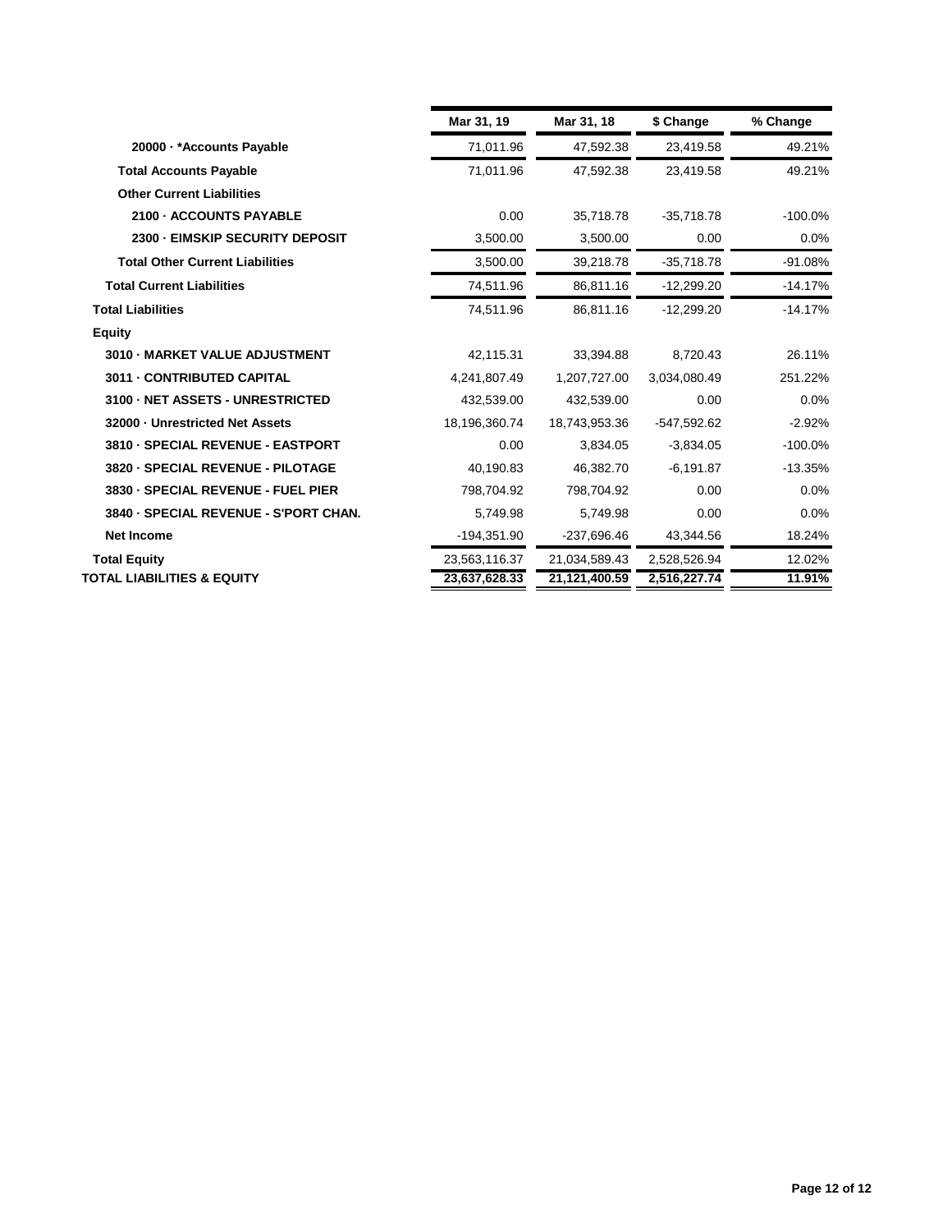| | Mar 31, 19 | Mar 31, 18 | $ Change | % Change |
|---|---|---|---|---|
| **20000 · *Accounts Payable** | 71,011.96 | 47,592.38 | 23,419.58 | 49.21% |
| **Total Accounts Payable** | 71,011.96 | 47,592.38 | 23,419.58 | 49.21% |
| **Other Current Liabilities** | | | | |
| **2100 · ACCOUNTS PAYABLE** | 0.00 | 35,718.78 | -35,718.78 | -100.0% |
| **2300 · EIMSKIP SECURITY DEPOSIT** | 3,500.00 | 3,500.00 | 0.00 | 0.0% |
| **Total Other Current Liabilities** | 3,500.00 | 39,218.78 | -35,718.78 | -91.08% |
| **Total Current Liabilities** | 74,511.96 | 86,811.16 | -12,299.20 | -14.17% |
| **Total Liabilities** | 74,511.96 | 86,811.16 | -12,299.20 | -14.17% |
| **Equity** | | | | |
| **3010 · MARKET VALUE ADJUSTMENT** | 42,115.31 | 33,394.88 | 8,720.43 | 26.11% |
| **3011 · CONTRIBUTED CAPITAL** | 4,241,807.49 | 1,207,727.00 | 3,034,080.49 | 251.22% |
| **3100 · NET ASSETS - UNRESTRICTED** | 432,539.00 | 432,539.00 | 0.00 | 0.0% |
| **32000 · Unrestricted Net Assets** | 18,196,360.74 | 18,743,953.36 | -547,592.62 | -2.92% |
| **3810 · SPECIAL REVENUE - EASTPORT** | 0.00 | 3,834.05 | -3,834.05 | -100.0% |
| **3820 · SPECIAL REVENUE - PILOTAGE** | 40,190.83 | 46,382.70 | -6,191.87 | -13.35% |
| **3830 · SPECIAL REVENUE - FUEL PIER** | 798,704.92 | 798,704.92 | 0.00 | 0.0% |
| **3840 · SPECIAL REVENUE - S'PORT CHAN.** | 5,749.98 | 5,749.98 | 0.00 | 0.0% |
| **Net Income** | -194,351.90 | -237,696.46 | 43,344.56 | 18.24% |
| **Total Equity** | 23,563,116.37 | 21,034,589.43 | 2,528,526.94 | 12.02% |
| **TOTAL LIABILITIES & EQUITY** | **23,637,628.33** | **21,121,400.59** | **2,516,227.74** | **11.91%** |